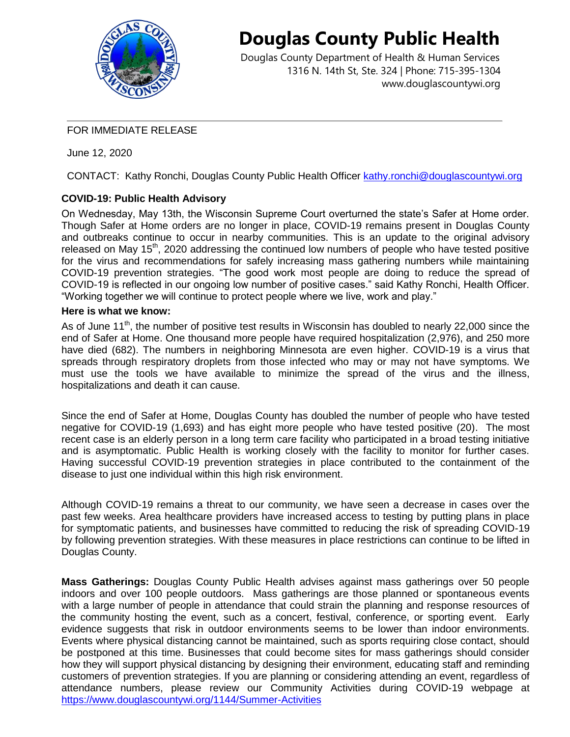# Douglas County Public Health

Douglas County Department of Health & Human Services
1316 N. 14th St, Ste. 324 | Phone: 715-395-1304
www.douglascountywi.org

---

FOR IMMEDIATE RELEASE

June 12, 2020

CONTACT: Kathy Ronchi, Douglas County Public Health Officer kathy.ronchi@douglascountywi.org

**COVID-19: Public Health Advisory**

On Wednesday, May 13th, the Wisconsin Supreme Court overturned the state's Safer at Home order. Though Safer at Home orders are no longer in place, COVID-19 remains present in Douglas County and outbreaks continue to occur in nearby communities. This is an update to the original advisory released on May 15th, 2020 addressing the continued low numbers of people who have tested positive for the virus and recommendations for safely increasing mass gathering numbers while maintaining COVID-19 prevention strategies. "The good work most people are doing to reduce the spread of COVID-19 is reflected in our ongoing low number of positive cases." said Kathy Ronchi, Health Officer. "Working together we will continue to protect people where we live, work and play."

**Here is what we know:**

As of June 11th, the number of positive test results in Wisconsin has doubled to nearly 22,000 since the end of Safer at Home. One thousand more people have required hospitalization (2,976), and 250 more have died (682). The numbers in neighboring Minnesota are even higher. COVID-19 is a virus that spreads through respiratory droplets from those infected who may or may not have symptoms. We must use the tools we have available to minimize the spread of the virus and the illness, hospitalizations and death it can cause.

Since the end of Safer at Home, Douglas County has doubled the number of people who have tested negative for COVID-19 (1,693) and has eight more people who have tested positive (20). The most recent case is an elderly person in a long term care facility who participated in a broad testing initiative and is asymptomatic. Public Health is working closely with the facility to monitor for further cases. Having successful COVID-19 prevention strategies in place contributed to the containment of the disease to just one individual within this high risk environment.

Although COVID-19 remains a threat to our community, we have seen a decrease in cases over the past few weeks. Area healthcare providers have increased access to testing by putting plans in place for symptomatic patients, and businesses have committed to reducing the risk of spreading COVID-19 by following prevention strategies. With these measures in place restrictions can continue to be lifted in Douglas County.

**Mass Gatherings:** Douglas County Public Health advises against mass gatherings over 50 people indoors and over 100 people outdoors. Mass gatherings are those planned or spontaneous events with a large number of people in attendance that could strain the planning and response resources of the community hosting the event, such as a concert, festival, conference, or sporting event. Early evidence suggests that risk in outdoor environments seems to be lower than indoor environments. Events where physical distancing cannot be maintained, such as sports requiring close contact, should be postponed at this time. Businesses that could become sites for mass gatherings should consider how they will support physical distancing by designing their environment, educating staff and reminding customers of prevention strategies. If you are planning or considering attending an event, regardless of attendance numbers, please review our Community Activities during COVID-19 webpage at https://www.douglascountywi.org/1144/Summer-Activities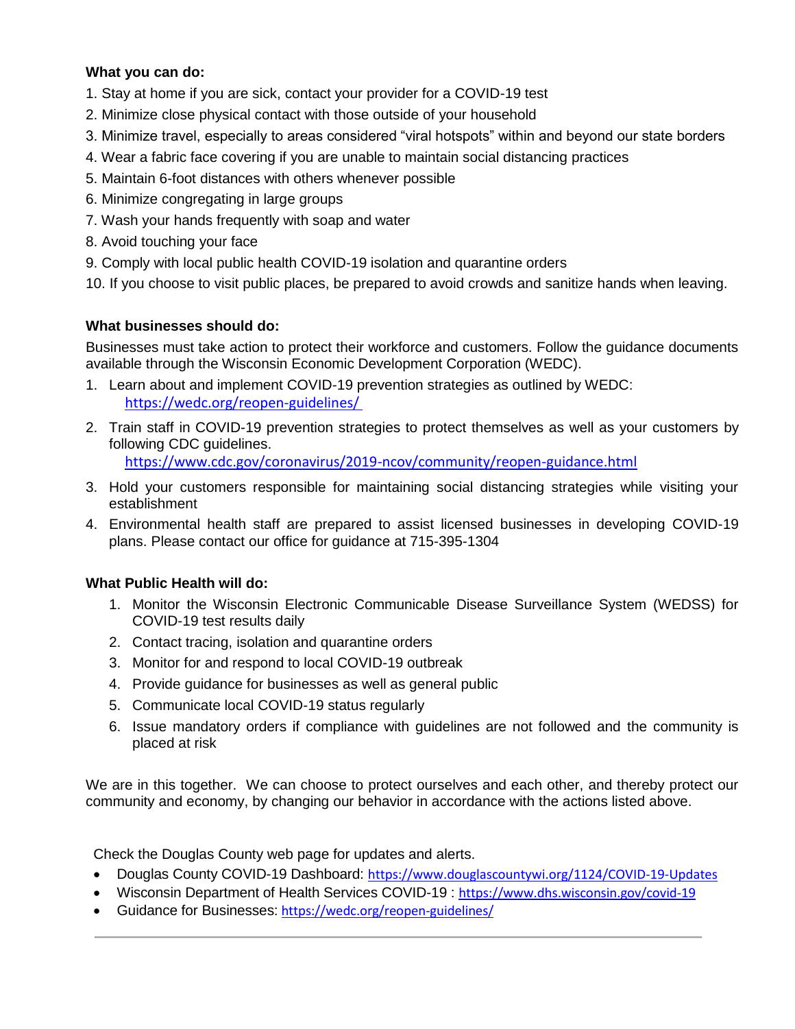**What you can do:**

1. Stay at home if you are sick, contact your provider for a COVID-19 test
2. Minimize close physical contact with those outside of your household
3. Minimize travel, especially to areas considered "viral hotspots" within and beyond our state borders
4. Wear a fabric face covering if you are unable to maintain social distancing practices
5. Maintain 6-foot distances with others whenever possible
6. Minimize congregating in large groups
7. Wash your hands frequently with soap and water
8. Avoid touching your face
9. Comply with local public health COVID-19 isolation and quarantine orders
10. If you choose to visit public places, be prepared to avoid crowds and sanitize hands when leaving.

**What businesses should do:**

Businesses must take action to protect their workforce and customers. Follow the guidance documents available through the Wisconsin Economic Development Corporation (WEDC).

1. Learn about and implement COVID-19 prevention strategies as outlined by WEDC: https://wedc.org/reopen-guidelines/
2. Train staff in COVID-19 prevention strategies to protect themselves as well as your customers by following CDC guidelines. https://www.cdc.gov/coronavirus/2019-ncov/community/reopen-guidance.html
3. Hold your customers responsible for maintaining social distancing strategies while visiting your establishment
4. Environmental health staff are prepared to assist licensed businesses in developing COVID-19 plans. Please contact our office for guidance at 715-395-1304

**What Public Health will do:**

1. Monitor the Wisconsin Electronic Communicable Disease Surveillance System (WEDSS) for COVID-19 test results daily
2. Contact tracing, isolation and quarantine orders
3. Monitor for and respond to local COVID-19 outbreak
4. Provide guidance for businesses as well as general public
5. Communicate local COVID-19 status regularly
6. Issue mandatory orders if compliance with guidelines are not followed and the community is placed at risk

We are in this together. We can choose to protect ourselves and each other, and thereby protect our community and economy, by changing our behavior in accordance with the actions listed above.

Check the Douglas County web page for updates and alerts.

- Douglas County COVID-19 Dashboard: https://www.douglascountywi.org/1124/COVID-19-Updates
- Wisconsin Department of Health Services COVID-19 : https://www.dhs.wisconsin.gov/covid-19
- Guidance for Businesses: https://wedc.org/reopen-guidelines/